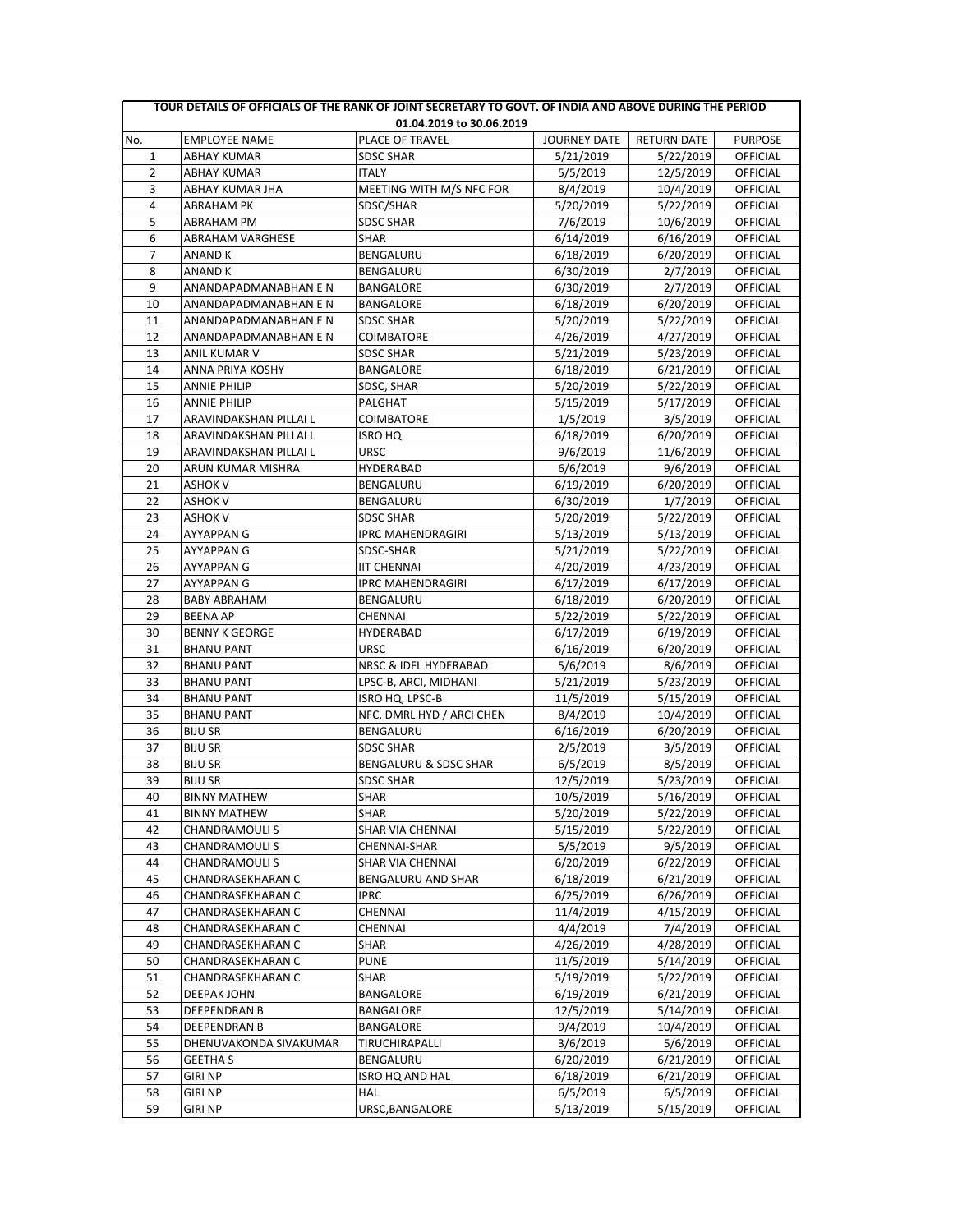| TOUR DETAILS OF OFFICIALS OF THE RANK OF JOINT SECRETARY TO GOVT. OF INDIA AND ABOVE DURING THE PERIOD 01.04.2019 to 30.06.2019 | | | | | |
|---|---|---|---|---|---|
| No. | EMPLOYEE NAME | PLACE OF TRAVEL | JOURNEY DATE | RETURN DATE | PURPOSE |
| 1 | ABHAY KUMAR | SDSC SHAR | 5/21/2019 | 5/22/2019 | OFFICIAL |
| 2 | ABHAY KUMAR | ITALY | 5/5/2019 | 12/5/2019 | OFFICIAL |
| 3 | ABHAY KUMAR JHA | MEETING WITH M/S NFC FOR | 8/4/2019 | 10/4/2019 | OFFICIAL |
| 4 | ABRAHAM PK | SDSC/SHAR | 5/20/2019 | 5/22/2019 | OFFICIAL |
| 5 | ABRAHAM PM | SDSC SHAR | 7/6/2019 | 10/6/2019 | OFFICIAL |
| 6 | ABRAHAM VARGHESE | SHAR | 6/14/2019 | 6/16/2019 | OFFICIAL |
| 7 | ANAND K | BENGALURU | 6/18/2019 | 6/20/2019 | OFFICIAL |
| 8 | ANAND K | BENGALURU | 6/30/2019 | 2/7/2019 | OFFICIAL |
| 9 | ANANDAPADMANABHAN E N | BANGALORE | 6/30/2019 | 2/7/2019 | OFFICIAL |
| 10 | ANANDAPADMANABHAN E N | BANGALORE | 6/18/2019 | 6/20/2019 | OFFICIAL |
| 11 | ANANDAPADMANABHAN E N | SDSC SHAR | 5/20/2019 | 5/22/2019 | OFFICIAL |
| 12 | ANANDAPADMANABHAN E N | COIMBATORE | 4/26/2019 | 4/27/2019 | OFFICIAL |
| 13 | ANIL KUMAR V | SDSC SHAR | 5/21/2019 | 5/23/2019 | OFFICIAL |
| 14 | ANNA PRIYA KOSHY | BANGALORE | 6/18/2019 | 6/21/2019 | OFFICIAL |
| 15 | ANNIE PHILIP | SDSC, SHAR | 5/20/2019 | 5/22/2019 | OFFICIAL |
| 16 | ANNIE PHILIP | PALGHAT | 5/15/2019 | 5/17/2019 | OFFICIAL |
| 17 | ARAVINDAKSHAN PILLAI L | COIMBATORE | 1/5/2019 | 3/5/2019 | OFFICIAL |
| 18 | ARAVINDAKSHAN PILLAI L | ISRO HQ | 6/18/2019 | 6/20/2019 | OFFICIAL |
| 19 | ARAVINDAKSHAN PILLAI L | URSC | 9/6/2019 | 11/6/2019 | OFFICIAL |
| 20 | ARUN KUMAR MISHRA | HYDERABAD | 6/6/2019 | 9/6/2019 | OFFICIAL |
| 21 | ASHOK V | BENGALURU | 6/19/2019 | 6/20/2019 | OFFICIAL |
| 22 | ASHOK V | BENGALURU | 6/30/2019 | 1/7/2019 | OFFICIAL |
| 23 | ASHOK V | SDSC SHAR | 5/20/2019 | 5/22/2019 | OFFICIAL |
| 24 | AYYAPPAN G | IPRC MAHENDRAGIRI | 5/13/2019 | 5/13/2019 | OFFICIAL |
| 25 | AYYAPPAN G | SDSC-SHAR | 5/21/2019 | 5/22/2019 | OFFICIAL |
| 26 | AYYAPPAN G | IIT CHENNAI | 4/20/2019 | 4/23/2019 | OFFICIAL |
| 27 | AYYAPPAN G | IPRC MAHENDRAGIRI | 6/17/2019 | 6/17/2019 | OFFICIAL |
| 28 | BABY ABRAHAM | BENGALURU | 6/18/2019 | 6/20/2019 | OFFICIAL |
| 29 | BEENA AP | CHENNAI | 5/22/2019 | 5/22/2019 | OFFICIAL |
| 30 | BENNY K GEORGE | HYDERABAD | 6/17/2019 | 6/19/2019 | OFFICIAL |
| 31 | BHANU PANT | URSC | 6/16/2019 | 6/20/2019 | OFFICIAL |
| 32 | BHANU PANT | NRSC & IDFL HYDERABAD | 5/6/2019 | 8/6/2019 | OFFICIAL |
| 33 | BHANU PANT | LPSC-B, ARCI, MIDHANI | 5/21/2019 | 5/23/2019 | OFFICIAL |
| 34 | BHANU PANT | ISRO HQ, LPSC-B | 11/5/2019 | 5/15/2019 | OFFICIAL |
| 35 | BHANU PANT | NFC, DMRL HYD / ARCI CHEN | 8/4/2019 | 10/4/2019 | OFFICIAL |
| 36 | BIJU SR | BENGALURU | 6/16/2019 | 6/20/2019 | OFFICIAL |
| 37 | BIJU SR | SDSC SHAR | 2/5/2019 | 3/5/2019 | OFFICIAL |
| 38 | BIJU SR | BENGALURU & SDSC SHAR | 6/5/2019 | 8/5/2019 | OFFICIAL |
| 39 | BIJU SR | SDSC SHAR | 12/5/2019 | 5/23/2019 | OFFICIAL |
| 40 | BINNY MATHEW | SHAR | 10/5/2019 | 5/16/2019 | OFFICIAL |
| 41 | BINNY MATHEW | SHAR | 5/20/2019 | 5/22/2019 | OFFICIAL |
| 42 | CHANDRAMOULI S | SHAR VIA CHENNAI | 5/15/2019 | 5/22/2019 | OFFICIAL |
| 43 | CHANDRAMOULI S | CHENNAI-SHAR | 5/5/2019 | 9/5/2019 | OFFICIAL |
| 44 | CHANDRAMOULI S | SHAR VIA CHENNAI | 6/20/2019 | 6/22/2019 | OFFICIAL |
| 45 | CHANDRASEKHARAN C | BENGALURU AND SHAR | 6/18/2019 | 6/21/2019 | OFFICIAL |
| 46 | CHANDRASEKHARAN C | IPRC | 6/25/2019 | 6/26/2019 | OFFICIAL |
| 47 | CHANDRASEKHARAN C | CHENNAI | 11/4/2019 | 4/15/2019 | OFFICIAL |
| 48 | CHANDRASEKHARAN C | CHENNAI | 4/4/2019 | 7/4/2019 | OFFICIAL |
| 49 | CHANDRASEKHARAN C | SHAR | 4/26/2019 | 4/28/2019 | OFFICIAL |
| 50 | CHANDRASEKHARAN C | PUNE | 11/5/2019 | 5/14/2019 | OFFICIAL |
| 51 | CHANDRASEKHARAN C | SHAR | 5/19/2019 | 5/22/2019 | OFFICIAL |
| 52 | DEEPAK JOHN | BANGALORE | 6/19/2019 | 6/21/2019 | OFFICIAL |
| 53 | DEEPENDRAN B | BANGALORE | 12/5/2019 | 5/14/2019 | OFFICIAL |
| 54 | DEEPENDRAN B | BANGALORE | 9/4/2019 | 10/4/2019 | OFFICIAL |
| 55 | DHENUVAKONDA SIVAKUMAR | TIRUCHIRAPALLI | 3/6/2019 | 5/6/2019 | OFFICIAL |
| 56 | GEETHA S | BENGALURU | 6/20/2019 | 6/21/2019 | OFFICIAL |
| 57 | GIRI NP | ISRO HQ AND HAL | 6/18/2019 | 6/21/2019 | OFFICIAL |
| 58 | GIRI NP | HAL | 6/5/2019 | 6/5/2019 | OFFICIAL |
| 59 | GIRI NP | URSC,BANGALORE | 5/13/2019 | 5/15/2019 | OFFICIAL |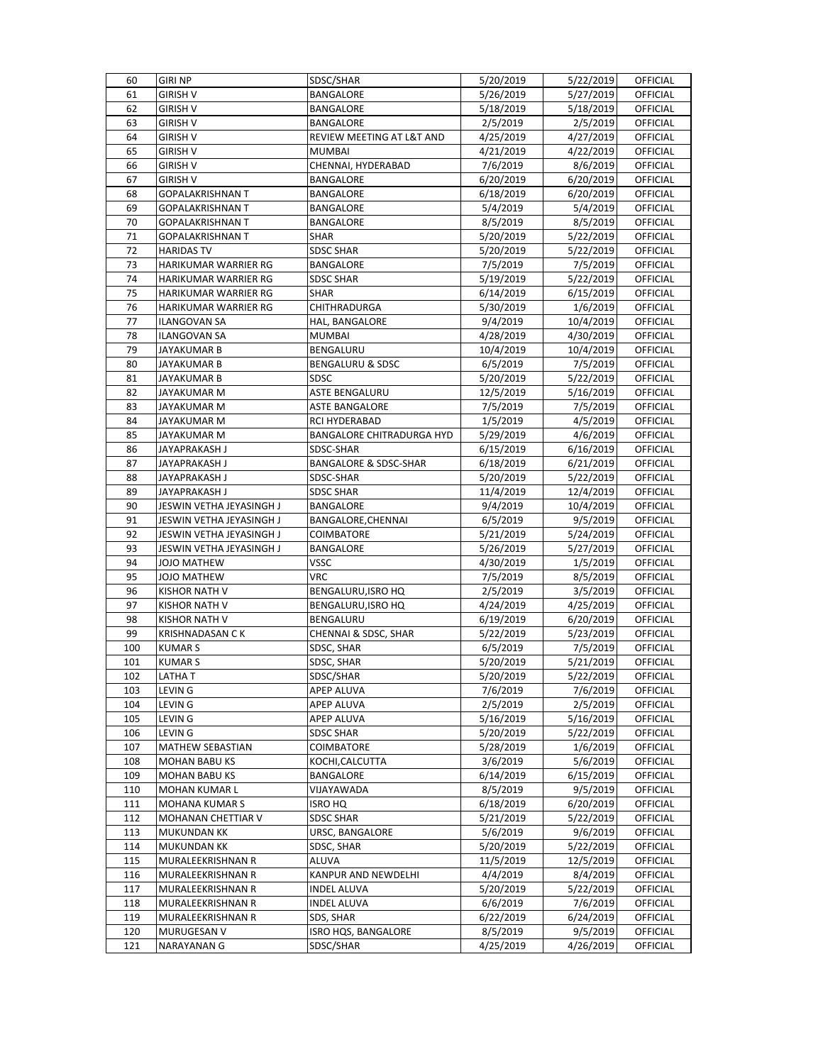| 60 | GIRI NP | SDSC/SHAR | 5/20/2019 | 5/22/2019 | OFFICIAL |
|---|---|---|---|---|---|
| 61 | GIRISH V | BANGALORE | 5/26/2019 | 5/27/2019 | OFFICIAL |
| 62 | GIRISH V | BANGALORE | 5/18/2019 | 5/18/2019 | OFFICIAL |
| 63 | GIRISH V | BANGALORE | 2/5/2019 | 2/5/2019 | OFFICIAL |
| 64 | GIRISH V | REVIEW MEETING AT L&T AND | 4/25/2019 | 4/27/2019 | OFFICIAL |
| 65 | GIRISH V | MUMBAI | 4/21/2019 | 4/22/2019 | OFFICIAL |
| 66 | GIRISH V | CHENNAI, HYDERABAD | 7/6/2019 | 8/6/2019 | OFFICIAL |
| 67 | GIRISH V | BANGALORE | 6/20/2019 | 6/20/2019 | OFFICIAL |
| 68 | GOPALAKRISHNAN T | BANGALORE | 6/18/2019 | 6/20/2019 | OFFICIAL |
| 69 | GOPALAKRISHNAN T | BANGALORE | 5/4/2019 | 5/4/2019 | OFFICIAL |
| 70 | GOPALAKRISHNAN T | BANGALORE | 8/5/2019 | 8/5/2019 | OFFICIAL |
| 71 | GOPALAKRISHNAN T | SHAR | 5/20/2019 | 5/22/2019 | OFFICIAL |
| 72 | HARIDAS TV | SDSC SHAR | 5/20/2019 | 5/22/2019 | OFFICIAL |
| 73 | HARIKUMAR WARRIER RG | BANGALORE | 7/5/2019 | 7/5/2019 | OFFICIAL |
| 74 | HARIKUMAR WARRIER RG | SDSC SHAR | 5/19/2019 | 5/22/2019 | OFFICIAL |
| 75 | HARIKUMAR WARRIER RG | SHAR | 6/14/2019 | 6/15/2019 | OFFICIAL |
| 76 | HARIKUMAR WARRIER RG | CHITHRADURGA | 5/30/2019 | 1/6/2019 | OFFICIAL |
| 77 | ILANGOVAN SA | HAL, BANGALORE | 9/4/2019 | 10/4/2019 | OFFICIAL |
| 78 | ILANGOVAN SA | MUMBAI | 4/28/2019 | 4/30/2019 | OFFICIAL |
| 79 | JAYAKUMAR B | BENGALURU | 10/4/2019 | 10/4/2019 | OFFICIAL |
| 80 | JAYAKUMAR B | BENGALURU & SDSC | 6/5/2019 | 7/5/2019 | OFFICIAL |
| 81 | JAYAKUMAR B | SDSC | 5/20/2019 | 5/22/2019 | OFFICIAL |
| 82 | JAYAKUMAR M | ASTE BENGALURU | 12/5/2019 | 5/16/2019 | OFFICIAL |
| 83 | JAYAKUMAR M | ASTE BANGALORE | 7/5/2019 | 7/5/2019 | OFFICIAL |
| 84 | JAYAKUMAR M | RCI HYDERABAD | 1/5/2019 | 4/5/2019 | OFFICIAL |
| 85 | JAYAKUMAR M | BANGALORE CHITRADURGA HYD | 5/29/2019 | 4/6/2019 | OFFICIAL |
| 86 | JAYAPRAKASH J | SDSC-SHAR | 6/15/2019 | 6/16/2019 | OFFICIAL |
| 87 | JAYAPRAKASH J | BANGALORE & SDSC-SHAR | 6/18/2019 | 6/21/2019 | OFFICIAL |
| 88 | JAYAPRAKASH J | SDSC-SHAR | 5/20/2019 | 5/22/2019 | OFFICIAL |
| 89 | JAYAPRAKASH J | SDSC SHAR | 11/4/2019 | 12/4/2019 | OFFICIAL |
| 90 | JESWIN VETHA JEYASINGH J | BANGALORE | 9/4/2019 | 10/4/2019 | OFFICIAL |
| 91 | JESWIN VETHA JEYASINGH J | BANGALORE,CHENNAI | 6/5/2019 | 9/5/2019 | OFFICIAL |
| 92 | JESWIN VETHA JEYASINGH J | COIMBATORE | 5/21/2019 | 5/24/2019 | OFFICIAL |
| 93 | JESWIN VETHA JEYASINGH J | BANGALORE | 5/26/2019 | 5/27/2019 | OFFICIAL |
| 94 | JOJO MATHEW | VSSC | 4/30/2019 | 1/5/2019 | OFFICIAL |
| 95 | JOJO MATHEW | VRC | 7/5/2019 | 8/5/2019 | OFFICIAL |
| 96 | KISHOR NATH V | BENGALURU,ISRO HQ | 2/5/2019 | 3/5/2019 | OFFICIAL |
| 97 | KISHOR NATH V | BENGALURU,ISRO HQ | 4/24/2019 | 4/25/2019 | OFFICIAL |
| 98 | KISHOR NATH V | BENGALURU | 6/19/2019 | 6/20/2019 | OFFICIAL |
| 99 | KRISHNADASAN C K | CHENNAI & SDSC, SHAR | 5/22/2019 | 5/23/2019 | OFFICIAL |
| 100 | KUMAR S | SDSC, SHAR | 6/5/2019 | 7/5/2019 | OFFICIAL |
| 101 | KUMAR S | SDSC, SHAR | 5/20/2019 | 5/21/2019 | OFFICIAL |
| 102 | LATHA T | SDSC/SHAR | 5/20/2019 | 5/22/2019 | OFFICIAL |
| 103 | LEVIN G | APEP ALUVA | 7/6/2019 | 7/6/2019 | OFFICIAL |
| 104 | LEVIN G | APEP ALUVA | 2/5/2019 | 2/5/2019 | OFFICIAL |
| 105 | LEVIN G | APEP ALUVA | 5/16/2019 | 5/16/2019 | OFFICIAL |
| 106 | LEVIN G | SDSC SHAR | 5/20/2019 | 5/22/2019 | OFFICIAL |
| 107 | MATHEW SEBASTIAN | COIMBATORE | 5/28/2019 | 1/6/2019 | OFFICIAL |
| 108 | MOHAN BABU KS | KOCHI,CALCUTTA | 3/6/2019 | 5/6/2019 | OFFICIAL |
| 109 | MOHAN BABU KS | BANGALORE | 6/14/2019 | 6/15/2019 | OFFICIAL |
| 110 | MOHAN KUMAR L | VIJAYAWADA | 8/5/2019 | 9/5/2019 | OFFICIAL |
| 111 | MOHANA KUMAR S | ISRO HQ | 6/18/2019 | 6/20/2019 | OFFICIAL |
| 112 | MOHANAN CHETTIAR V | SDSC SHAR | 5/21/2019 | 5/22/2019 | OFFICIAL |
| 113 | MUKUNDAN KK | URSC, BANGALORE | 5/6/2019 | 9/6/2019 | OFFICIAL |
| 114 | MUKUNDAN KK | SDSC, SHAR | 5/20/2019 | 5/22/2019 | OFFICIAL |
| 115 | MURALEEKRISHNAN R | ALUVA | 11/5/2019 | 12/5/2019 | OFFICIAL |
| 116 | MURALEEKRISHNAN R | KANPUR AND NEWDELHI | 4/4/2019 | 8/4/2019 | OFFICIAL |
| 117 | MURALEEKRISHNAN R | INDEL ALUVA | 5/20/2019 | 5/22/2019 | OFFICIAL |
| 118 | MURALEEKRISHNAN R | INDEL ALUVA | 6/6/2019 | 7/6/2019 | OFFICIAL |
| 119 | MURALEEKRISHNAN R | SDS, SHAR | 6/22/2019 | 6/24/2019 | OFFICIAL |
| 120 | MURUGESAN V | ISRO HQS, BANGALORE | 8/5/2019 | 9/5/2019 | OFFICIAL |
| 121 | NARAYANAN G | SDSC/SHAR | 4/25/2019 | 4/26/2019 | OFFICIAL |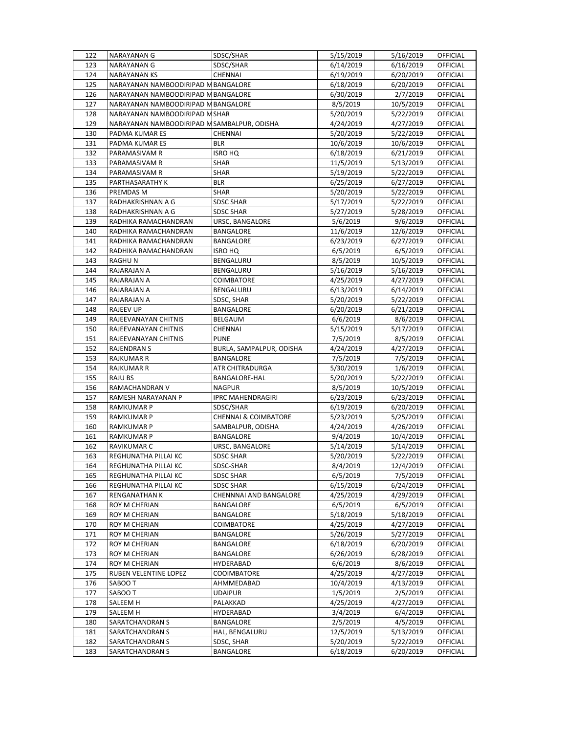| 122 | NARAYANAN G | SDSC/SHAR | 5/15/2019 | 5/16/2019 | OFFICIAL |
|---|---|---|---|---|---|
| 123 | NARAYANAN G | SDSC/SHAR | 6/14/2019 | 6/16/2019 | OFFICIAL |
| 124 | NARAYANAN KS | CHENNAI | 6/19/2019 | 6/20/2019 | OFFICIAL |
| 125 | NARAYANAN NAMBOODIRIPAD M | BANGALORE | 6/18/2019 | 6/20/2019 | OFFICIAL |
| 126 | NARAYANAN NAMBOODIRIPAD M | BANGALORE | 6/30/2019 | 2/7/2019 | OFFICIAL |
| 127 | NARAYANAN NAMBOODIRIPAD M | BANGALORE | 8/5/2019 | 10/5/2019 | OFFICIAL |
| 128 | NARAYANAN NAMBOODIRIPAD M | SHAR | 5/20/2019 | 5/22/2019 | OFFICIAL |
| 129 | NARAYANAN NAMBOODIRIPAD M | SAMBALPUR, ODISHA | 4/24/2019 | 4/27/2019 | OFFICIAL |
| 130 | PADMA KUMAR ES | CHENNAI | 5/20/2019 | 5/22/2019 | OFFICIAL |
| 131 | PADMA KUMAR ES | BLR | 10/6/2019 | 10/6/2019 | OFFICIAL |
| 132 | PARAMASIVAM R | ISRO HQ | 6/18/2019 | 6/21/2019 | OFFICIAL |
| 133 | PARAMASIVAM R | SHAR | 11/5/2019 | 5/13/2019 | OFFICIAL |
| 134 | PARAMASIVAM R | SHAR | 5/19/2019 | 5/22/2019 | OFFICIAL |
| 135 | PARTHASARATHY K | BLR | 6/25/2019 | 6/27/2019 | OFFICIAL |
| 136 | PREMDAS M | SHAR | 5/20/2019 | 5/22/2019 | OFFICIAL |
| 137 | RADHAKRISHNAN A G | SDSC SHAR | 5/17/2019 | 5/22/2019 | OFFICIAL |
| 138 | RADHAKRISHNAN A G | SDSC SHAR | 5/27/2019 | 5/28/2019 | OFFICIAL |
| 139 | RADHIKA RAMACHANDRAN | URSC, BANGALORE | 5/6/2019 | 9/6/2019 | OFFICIAL |
| 140 | RADHIKA RAMACHANDRAN | BANGALORE | 11/6/2019 | 12/6/2019 | OFFICIAL |
| 141 | RADHIKA RAMACHANDRAN | BANGALORE | 6/23/2019 | 6/27/2019 | OFFICIAL |
| 142 | RADHIKA RAMACHANDRAN | ISRO HQ | 6/5/2019 | 6/5/2019 | OFFICIAL |
| 143 | RAGHU N | BENGALURU | 8/5/2019 | 10/5/2019 | OFFICIAL |
| 144 | RAJARAJAN A | BENGALURU | 5/16/2019 | 5/16/2019 | OFFICIAL |
| 145 | RAJARAJAN A | COIMBATORE | 4/25/2019 | 4/27/2019 | OFFICIAL |
| 146 | RAJARAJAN A | BENGALURU | 6/13/2019 | 6/14/2019 | OFFICIAL |
| 147 | RAJARAJAN A | SDSC, SHAR | 5/20/2019 | 5/22/2019 | OFFICIAL |
| 148 | RAJEEV UP | BANGALORE | 6/20/2019 | 6/21/2019 | OFFICIAL |
| 149 | RAJEEVANAYAN CHITNIS | BELGAUM | 6/6/2019 | 8/6/2019 | OFFICIAL |
| 150 | RAJEEVANAYAN CHITNIS | CHENNAI | 5/15/2019 | 5/17/2019 | OFFICIAL |
| 151 | RAJEEVANAYAN CHITNIS | PUNE | 7/5/2019 | 8/5/2019 | OFFICIAL |
| 152 | RAJENDRAN S | BURLA, SAMPALPUR, ODISHA | 4/24/2019 | 4/27/2019 | OFFICIAL |
| 153 | RAJKUMAR R | BANGALORE | 7/5/2019 | 7/5/2019 | OFFICIAL |
| 154 | RAJKUMAR R | ATR CHITRADURGA | 5/30/2019 | 1/6/2019 | OFFICIAL |
| 155 | RAJU BS | BANGALORE-HAL | 5/20/2019 | 5/22/2019 | OFFICIAL |
| 156 | RAMACHANDRAN V | NAGPUR | 8/5/2019 | 10/5/2019 | OFFICIAL |
| 157 | RAMESH NARAYANAN P | IPRC MAHENDRAGIRI | 6/23/2019 | 6/23/2019 | OFFICIAL |
| 158 | RAMKUMAR P | SDSC/SHAR | 6/19/2019 | 6/20/2019 | OFFICIAL |
| 159 | RAMKUMAR P | CHENNAI & COIMBATORE | 5/23/2019 | 5/25/2019 | OFFICIAL |
| 160 | RAMKUMAR P | SAMBALPUR, ODISHA | 4/24/2019 | 4/26/2019 | OFFICIAL |
| 161 | RAMKUMAR P | BANGALORE | 9/4/2019 | 10/4/2019 | OFFICIAL |
| 162 | RAVIKUMAR C | URSC, BANGALORE | 5/14/2019 | 5/14/2019 | OFFICIAL |
| 163 | REGHUNATHA PILLAI KC | SDSC SHAR | 5/20/2019 | 5/22/2019 | OFFICIAL |
| 164 | REGHUNATHA PILLAI KC | SDSC-SHAR | 8/4/2019 | 12/4/2019 | OFFICIAL |
| 165 | REGHUNATHA PILLAI KC | SDSC SHAR | 6/5/2019 | 7/5/2019 | OFFICIAL |
| 166 | REGHUNATHA PILLAI KC | SDSC SHAR | 6/15/2019 | 6/24/2019 | OFFICIAL |
| 167 | RENGANATHAN K | CHENNNAI AND BANGALORE | 4/25/2019 | 4/29/2019 | OFFICIAL |
| 168 | ROY M CHERIAN | BANGALORE | 6/5/2019 | 6/5/2019 | OFFICIAL |
| 169 | ROY M CHERIAN | BANGALORE | 5/18/2019 | 5/18/2019 | OFFICIAL |
| 170 | ROY M CHERIAN | COIMBATORE | 4/25/2019 | 4/27/2019 | OFFICIAL |
| 171 | ROY M CHERIAN | BANGALORE | 5/26/2019 | 5/27/2019 | OFFICIAL |
| 172 | ROY M CHERIAN | BANGALORE | 6/18/2019 | 6/20/2019 | OFFICIAL |
| 173 | ROY M CHERIAN | BANGALORE | 6/26/2019 | 6/28/2019 | OFFICIAL |
| 174 | ROY M CHERIAN | HYDERABAD | 6/6/2019 | 8/6/2019 | OFFICIAL |
| 175 | RUBEN VELENTINE LOPEZ | COOIMBATORE | 4/25/2019 | 4/27/2019 | OFFICIAL |
| 176 | SABOO T | AHMMEDABAD | 10/4/2019 | 4/13/2019 | OFFICIAL |
| 177 | SABOO T | UDAIPUR | 1/5/2019 | 2/5/2019 | OFFICIAL |
| 178 | SALEEM H | PALAKKAD | 4/25/2019 | 4/27/2019 | OFFICIAL |
| 179 | SALEEM H | HYDERABAD | 3/4/2019 | 6/4/2019 | OFFICIAL |
| 180 | SARATCHANDRAN S | BANGALORE | 2/5/2019 | 4/5/2019 | OFFICIAL |
| 181 | SARATCHANDRAN S | HAL, BENGALURU | 12/5/2019 | 5/13/2019 | OFFICIAL |
| 182 | SARATCHANDRAN S | SDSC, SHAR | 5/20/2019 | 5/22/2019 | OFFICIAL |
| 183 | SARATCHANDRAN S | BANGALORE | 6/18/2019 | 6/20/2019 | OFFICIAL |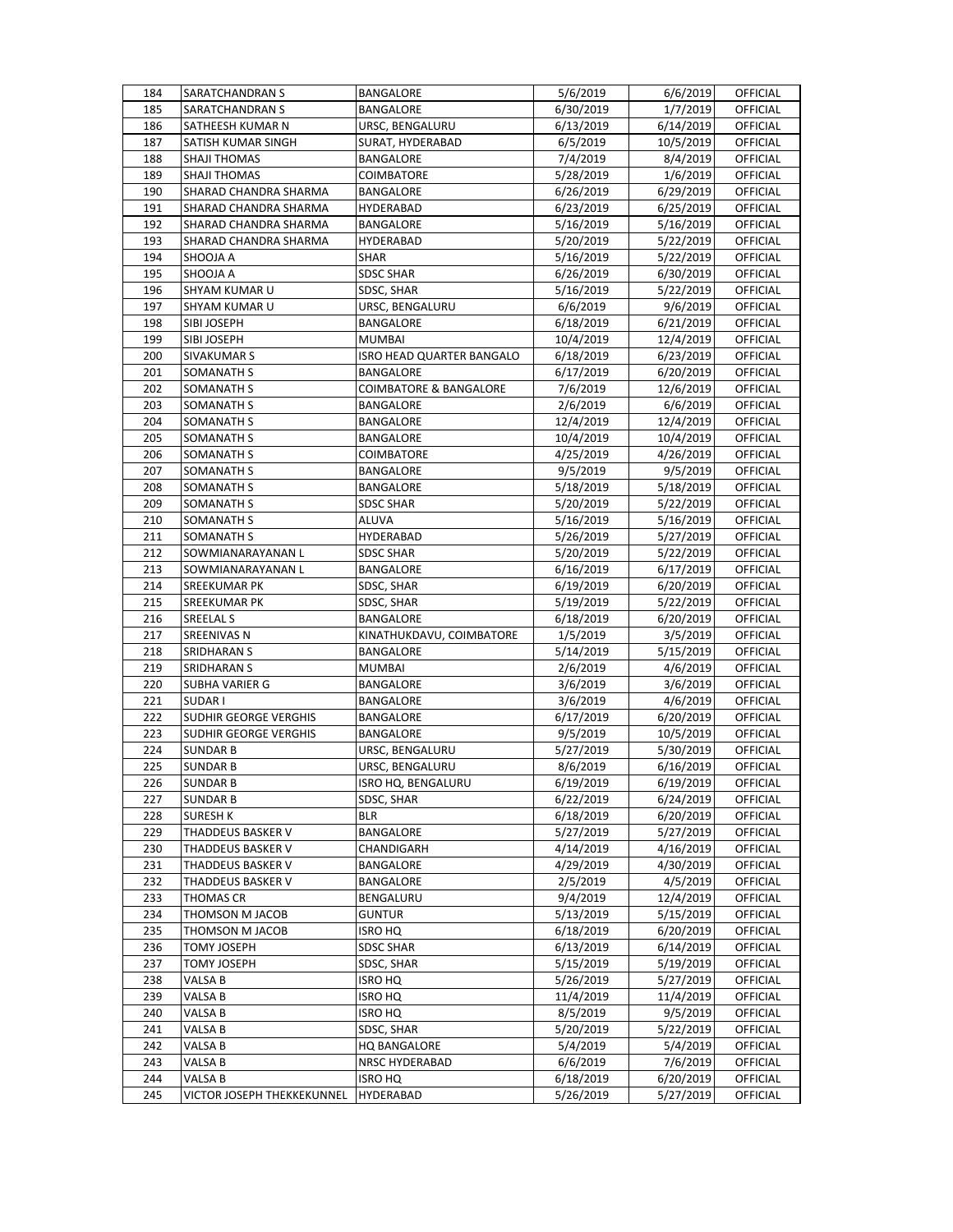| 184 | SARATCHANDRAN S | BANGALORE | 5/6/2019 | 6/6/2019 | OFFICIAL |
|---|---|---|---|---|---|
| 185 | SARATCHANDRAN S | BANGALORE | 6/30/2019 | 1/7/2019 | OFFICIAL |
| 186 | SATHEESH KUMAR N | URSC, BENGALURU | 6/13/2019 | 6/14/2019 | OFFICIAL |
| 187 | SATISH KUMAR SINGH | SURAT, HYDERABAD | 6/5/2019 | 10/5/2019 | OFFICIAL |
| 188 | SHAJI THOMAS | BANGALORE | 7/4/2019 | 8/4/2019 | OFFICIAL |
| 189 | SHAJI THOMAS | COIMBATORE | 5/28/2019 | 1/6/2019 | OFFICIAL |
| 190 | SHARAD CHANDRA SHARMA | BANGALORE | 6/26/2019 | 6/29/2019 | OFFICIAL |
| 191 | SHARAD CHANDRA SHARMA | HYDERABAD | 6/23/2019 | 6/25/2019 | OFFICIAL |
| 192 | SHARAD CHANDRA SHARMA | BANGALORE | 5/16/2019 | 5/16/2019 | OFFICIAL |
| 193 | SHARAD CHANDRA SHARMA | HYDERABAD | 5/20/2019 | 5/22/2019 | OFFICIAL |
| 194 | SHOOJA A | SHAR | 5/16/2019 | 5/22/2019 | OFFICIAL |
| 195 | SHOOJA A | SDSC SHAR | 6/26/2019 | 6/30/2019 | OFFICIAL |
| 196 | SHYAM KUMAR U | SDSC, SHAR | 5/16/2019 | 5/22/2019 | OFFICIAL |
| 197 | SHYAM KUMAR U | URSC, BENGALURU | 6/6/2019 | 9/6/2019 | OFFICIAL |
| 198 | SIBI JOSEPH | BANGALORE | 6/18/2019 | 6/21/2019 | OFFICIAL |
| 199 | SIBI JOSEPH | MUMBAI | 10/4/2019 | 12/4/2019 | OFFICIAL |
| 200 | SIVAKUMAR S | ISRO HEAD QUARTER BANGALO | 6/18/2019 | 6/23/2019 | OFFICIAL |
| 201 | SOMANATH S | BANGALORE | 6/17/2019 | 6/20/2019 | OFFICIAL |
| 202 | SOMANATH S | COIMBATORE & BANGALORE | 7/6/2019 | 12/6/2019 | OFFICIAL |
| 203 | SOMANATH S | BANGALORE | 2/6/2019 | 6/6/2019 | OFFICIAL |
| 204 | SOMANATH S | BANGALORE | 12/4/2019 | 12/4/2019 | OFFICIAL |
| 205 | SOMANATH S | BANGALORE | 10/4/2019 | 10/4/2019 | OFFICIAL |
| 206 | SOMANATH S | COIMBATORE | 4/25/2019 | 4/26/2019 | OFFICIAL |
| 207 | SOMANATH S | BANGALORE | 9/5/2019 | 9/5/2019 | OFFICIAL |
| 208 | SOMANATH S | BANGALORE | 5/18/2019 | 5/18/2019 | OFFICIAL |
| 209 | SOMANATH S | SDSC SHAR | 5/20/2019 | 5/22/2019 | OFFICIAL |
| 210 | SOMANATH S | ALUVA | 5/16/2019 | 5/16/2019 | OFFICIAL |
| 211 | SOMANATH S | HYDERABAD | 5/26/2019 | 5/27/2019 | OFFICIAL |
| 212 | SOWMIANARAYANAN L | SDSC SHAR | 5/20/2019 | 5/22/2019 | OFFICIAL |
| 213 | SOWMIANARAYANAN L | BANGALORE | 6/16/2019 | 6/17/2019 | OFFICIAL |
| 214 | SREEKUMAR PK | SDSC, SHAR | 6/19/2019 | 6/20/2019 | OFFICIAL |
| 215 | SREEKUMAR PK | SDSC, SHAR | 5/19/2019 | 5/22/2019 | OFFICIAL |
| 216 | SREELAL S | BANGALORE | 6/18/2019 | 6/20/2019 | OFFICIAL |
| 217 | SREENIVAS N | KINATHUKDAVU, COIMBATORE | 1/5/2019 | 3/5/2019 | OFFICIAL |
| 218 | SRIDHARAN S | BANGALORE | 5/14/2019 | 5/15/2019 | OFFICIAL |
| 219 | SRIDHARAN S | MUMBAI | 2/6/2019 | 4/6/2019 | OFFICIAL |
| 220 | SUBHA VARIER G | BANGALORE | 3/6/2019 | 3/6/2019 | OFFICIAL |
| 221 | SUDAR I | BANGALORE | 3/6/2019 | 4/6/2019 | OFFICIAL |
| 222 | SUDHIR GEORGE VERGHIS | BANGALORE | 6/17/2019 | 6/20/2019 | OFFICIAL |
| 223 | SUDHIR GEORGE VERGHIS | BANGALORE | 9/5/2019 | 10/5/2019 | OFFICIAL |
| 224 | SUNDAR B | URSC, BENGALURU | 5/27/2019 | 5/30/2019 | OFFICIAL |
| 225 | SUNDAR B | URSC, BENGALURU | 8/6/2019 | 6/16/2019 | OFFICIAL |
| 226 | SUNDAR B | ISRO HQ, BENGALURU | 6/19/2019 | 6/19/2019 | OFFICIAL |
| 227 | SUNDAR B | SDSC, SHAR | 6/22/2019 | 6/24/2019 | OFFICIAL |
| 228 | SURESH K | BLR | 6/18/2019 | 6/20/2019 | OFFICIAL |
| 229 | THADDEUS BASKER V | BANGALORE | 5/27/2019 | 5/27/2019 | OFFICIAL |
| 230 | THADDEUS BASKER V | CHANDIGARH | 4/14/2019 | 4/16/2019 | OFFICIAL |
| 231 | THADDEUS BASKER V | BANGALORE | 4/29/2019 | 4/30/2019 | OFFICIAL |
| 232 | THADDEUS BASKER V | BANGALORE | 2/5/2019 | 4/5/2019 | OFFICIAL |
| 233 | THOMAS CR | BENGALURU | 9/4/2019 | 12/4/2019 | OFFICIAL |
| 234 | THOMSON M JACOB | GUNTUR | 5/13/2019 | 5/15/2019 | OFFICIAL |
| 235 | THOMSON M JACOB | ISRO HQ | 6/18/2019 | 6/20/2019 | OFFICIAL |
| 236 | TOMY JOSEPH | SDSC SHAR | 6/13/2019 | 6/14/2019 | OFFICIAL |
| 237 | TOMY JOSEPH | SDSC, SHAR | 5/15/2019 | 5/19/2019 | OFFICIAL |
| 238 | VALSA B | ISRO HQ | 5/26/2019 | 5/27/2019 | OFFICIAL |
| 239 | VALSA B | ISRO HQ | 11/4/2019 | 11/4/2019 | OFFICIAL |
| 240 | VALSA B | ISRO HQ | 8/5/2019 | 9/5/2019 | OFFICIAL |
| 241 | VALSA B | SDSC, SHAR | 5/20/2019 | 5/22/2019 | OFFICIAL |
| 242 | VALSA B | HQ BANGALORE | 5/4/2019 | 5/4/2019 | OFFICIAL |
| 243 | VALSA B | NRSC HYDERABAD | 6/6/2019 | 7/6/2019 | OFFICIAL |
| 244 | VALSA B | ISRO HQ | 6/18/2019 | 6/20/2019 | OFFICIAL |
| 245 | VICTOR JOSEPH THEKKEKUNNEL | HYDERABAD | 5/26/2019 | 5/27/2019 | OFFICIAL |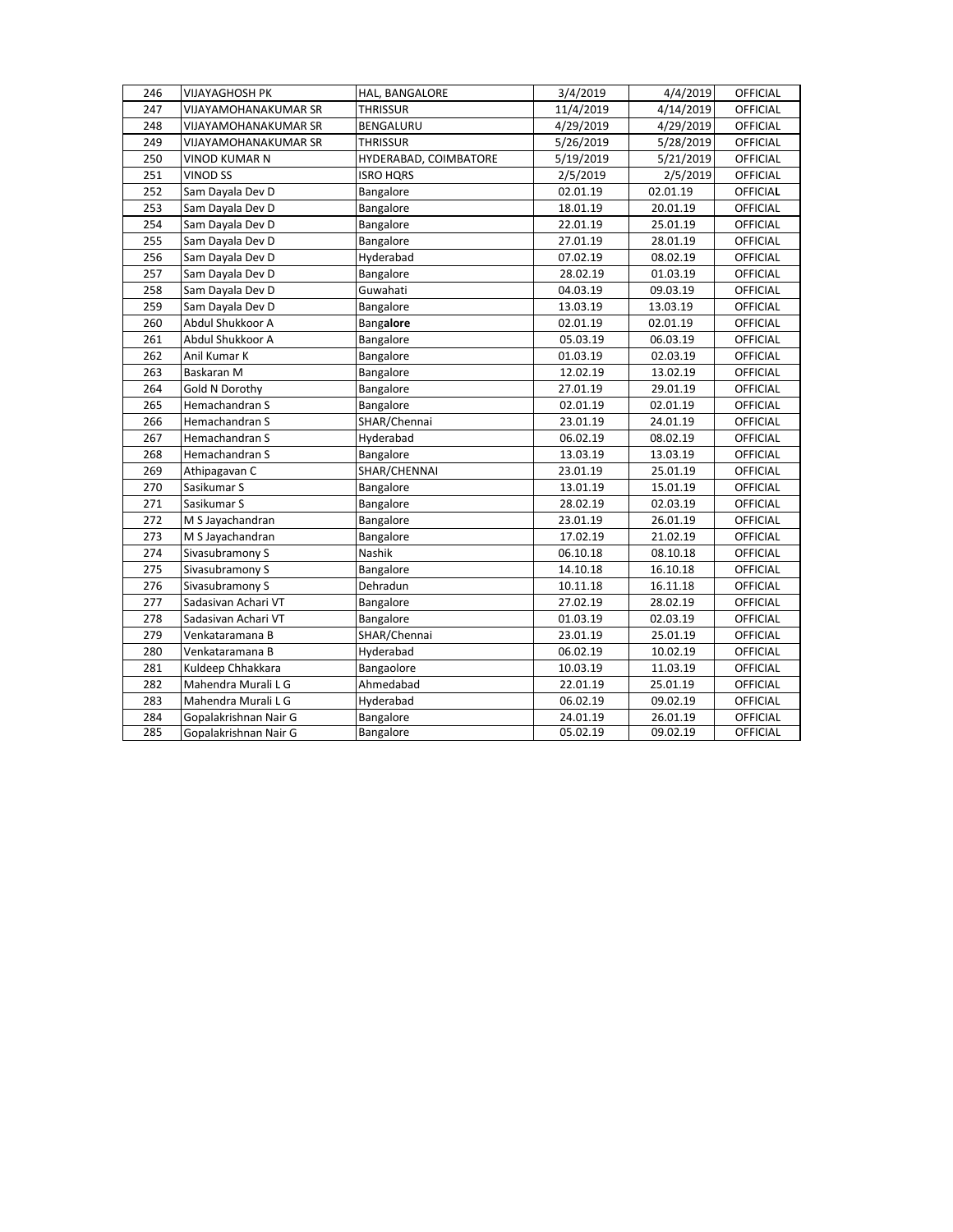| | | | | | |
|---|---|---|---|---|---|
| 246 | VIJAYAGHOSH PK | HAL, BANGALORE | 3/4/2019 | 4/4/2019 | OFFICIAL |
| 247 | VIJAYAMOHANAKUMAR SR | THRISSUR | 11/4/2019 | 4/14/2019 | OFFICIAL |
| 248 | VIJAYAMOHANAKUMAR SR | BENGALURU | 4/29/2019 | 4/29/2019 | OFFICIAL |
| 249 | VIJAYAMOHANAKUMAR SR | THRISSUR | 5/26/2019 | 5/28/2019 | OFFICIAL |
| 250 | VINOD KUMAR N | HYDERABAD, COIMBATORE | 5/19/2019 | 5/21/2019 | OFFICIAL |
| 251 | VINOD SS | ISRO HQRS | 2/5/2019 | 2/5/2019 | OFFICIAL |
| 252 | Sam Dayala Dev D | Bangalore | 02.01.19 | 02.01.19 | OFFICIAL |
| 253 | Sam Dayala Dev D | Bangalore | 18.01.19 | 20.01.19 | OFFICIAL |
| 254 | Sam Dayala Dev D | Bangalore | 22.01.19 | 25.01.19 | OFFICIAL |
| 255 | Sam Dayala Dev D | Bangalore | 27.01.19 | 28.01.19 | OFFICIAL |
| 256 | Sam Dayala Dev D | Hyderabad | 07.02.19 | 08.02.19 | OFFICIAL |
| 257 | Sam Dayala Dev D | Bangalore | 28.02.19 | 01.03.19 | OFFICIAL |
| 258 | Sam Dayala Dev D | Guwahati | 04.03.19 | 09.03.19 | OFFICIAL |
| 259 | Sam Dayala Dev D | Bangalore | 13.03.19 | 13.03.19 | OFFICIAL |
| 260 | Abdul Shukkoor A | Bangalore | 02.01.19 | 02.01.19 | OFFICIAL |
| 261 | Abdul Shukkoor A | Bangalore | 05.03.19 | 06.03.19 | OFFICIAL |
| 262 | Anil Kumar K | Bangalore | 01.03.19 | 02.03.19 | OFFICIAL |
| 263 | Baskaran M | Bangalore | 12.02.19 | 13.02.19 | OFFICIAL |
| 264 | Gold N Dorothy | Bangalore | 27.01.19 | 29.01.19 | OFFICIAL |
| 265 | Hemachandran S | Bangalore | 02.01.19 | 02.01.19 | OFFICIAL |
| 266 | Hemachandran S | SHAR/Chennai | 23.01.19 | 24.01.19 | OFFICIAL |
| 267 | Hemachandran S | Hyderabad | 06.02.19 | 08.02.19 | OFFICIAL |
| 268 | Hemachandran S | Bangalore | 13.03.19 | 13.03.19 | OFFICIAL |
| 269 | Athipagavan C | SHAR/CHENNAI | 23.01.19 | 25.01.19 | OFFICIAL |
| 270 | Sasikumar S | Bangalore | 13.01.19 | 15.01.19 | OFFICIAL |
| 271 | Sasikumar S | Bangalore | 28.02.19 | 02.03.19 | OFFICIAL |
| 272 | M S Jayachandran | Bangalore | 23.01.19 | 26.01.19 | OFFICIAL |
| 273 | M S Jayachandran | Bangalore | 17.02.19 | 21.02.19 | OFFICIAL |
| 274 | Sivasubramony S | Nashik | 06.10.18 | 08.10.18 | OFFICIAL |
| 275 | Sivasubramony S | Bangalore | 14.10.18 | 16.10.18 | OFFICIAL |
| 276 | Sivasubramony S | Dehradun | 10.11.18 | 16.11.18 | OFFICIAL |
| 277 | Sadasivan Achari VT | Bangalore | 27.02.19 | 28.02.19 | OFFICIAL |
| 278 | Sadasivan Achari VT | Bangalore | 01.03.19 | 02.03.19 | OFFICIAL |
| 279 | Venkataramana B | SHAR/Chennai | 23.01.19 | 25.01.19 | OFFICIAL |
| 280 | Venkataramana B | Hyderabad | 06.02.19 | 10.02.19 | OFFICIAL |
| 281 | Kuldeep Chhakkara | Bangaolore | 10.03.19 | 11.03.19 | OFFICIAL |
| 282 | Mahendra Murali L G | Ahmedabad | 22.01.19 | 25.01.19 | OFFICIAL |
| 283 | Mahendra Murali L G | Hyderabad | 06.02.19 | 09.02.19 | OFFICIAL |
| 284 | Gopalakrishnan Nair G | Bangalore | 24.01.19 | 26.01.19 | OFFICIAL |
| 285 | Gopalakrishnan Nair G | Bangalore | 05.02.19 | 09.02.19 | OFFICIAL |